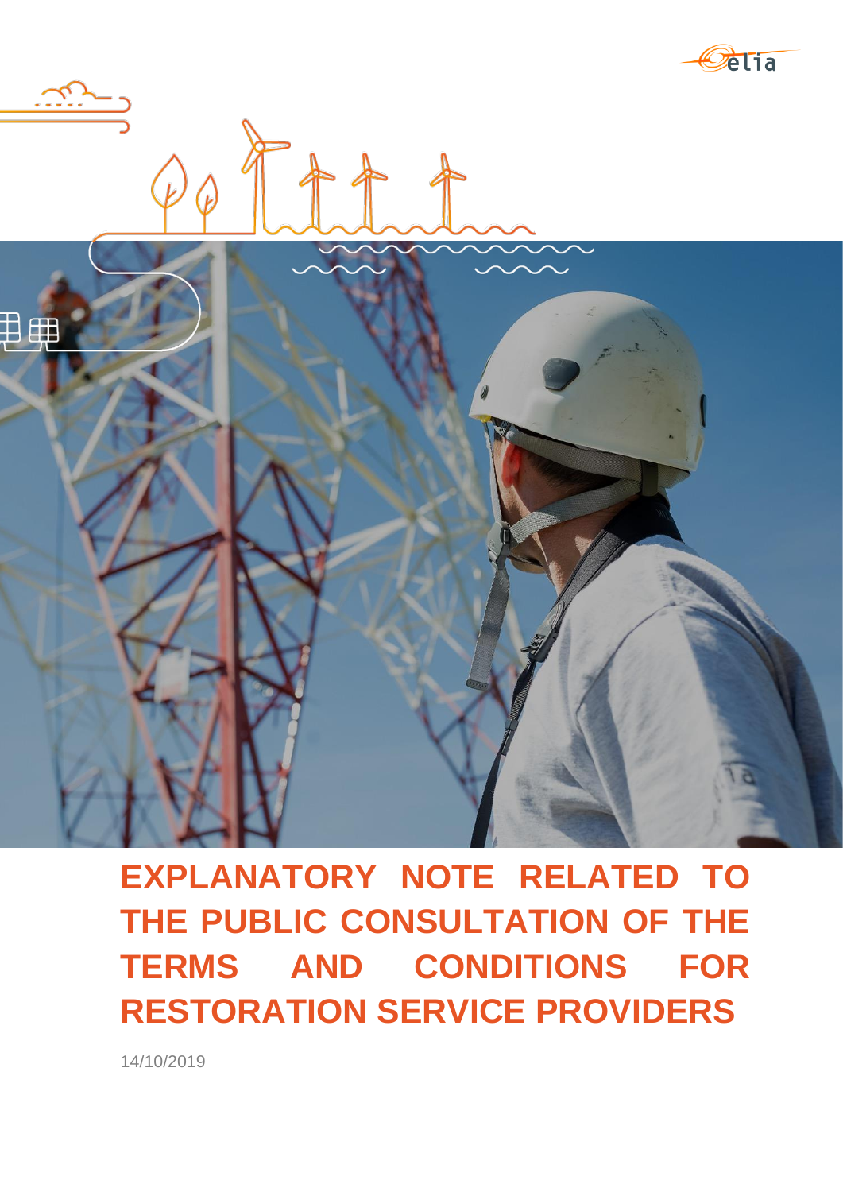# EXPLANATORY NOTE RELATED TO THE PUBLIC CONSULTATION OF THE TERMS AND CONDITIONS FOR RESTORATION SERVICE PROVIDERS

14/10/2019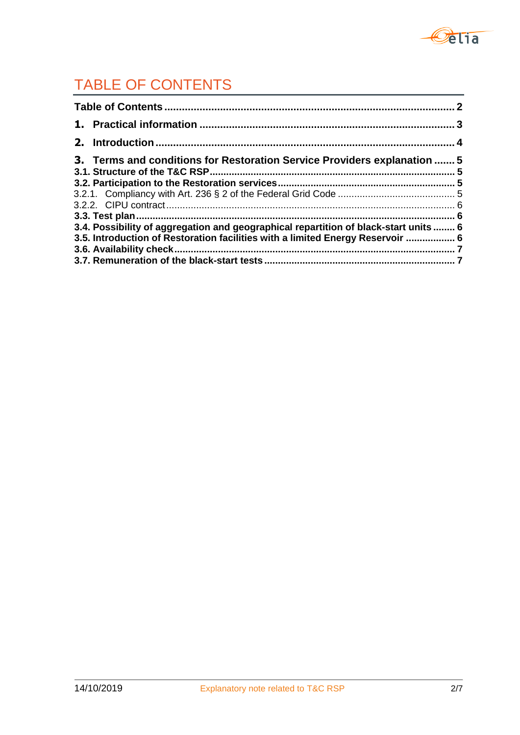# TABLE OF CONTENTS

**Table of Contents** .......... **2**

**1. Practical information** .......... **3**

**2. Introduction** .......... **4**

**3. Terms and conditions for Restoration Service Providers explanation** .......... **5**

**3.1. Structure of the T&C RSP** .......... **5**

**3.2. Participation to the Restoration services** .......... **5**

3.2.1. Compliancy with Art. 236 § 2 of the Federal Grid Code .......... 5

3.2.2. CIPU contract .......... 6

**3.3. Test plan** .......... **6**

**3.4. Possibility of aggregation and geographical repartition of black-start units** .......... **6**

**3.5. Introduction of Restoration facilities with a limited Energy Reservoir** .......... **6**

**3.6. Availability check** .......... **7**

**3.7. Remuneration of the black-start tests** .......... **7**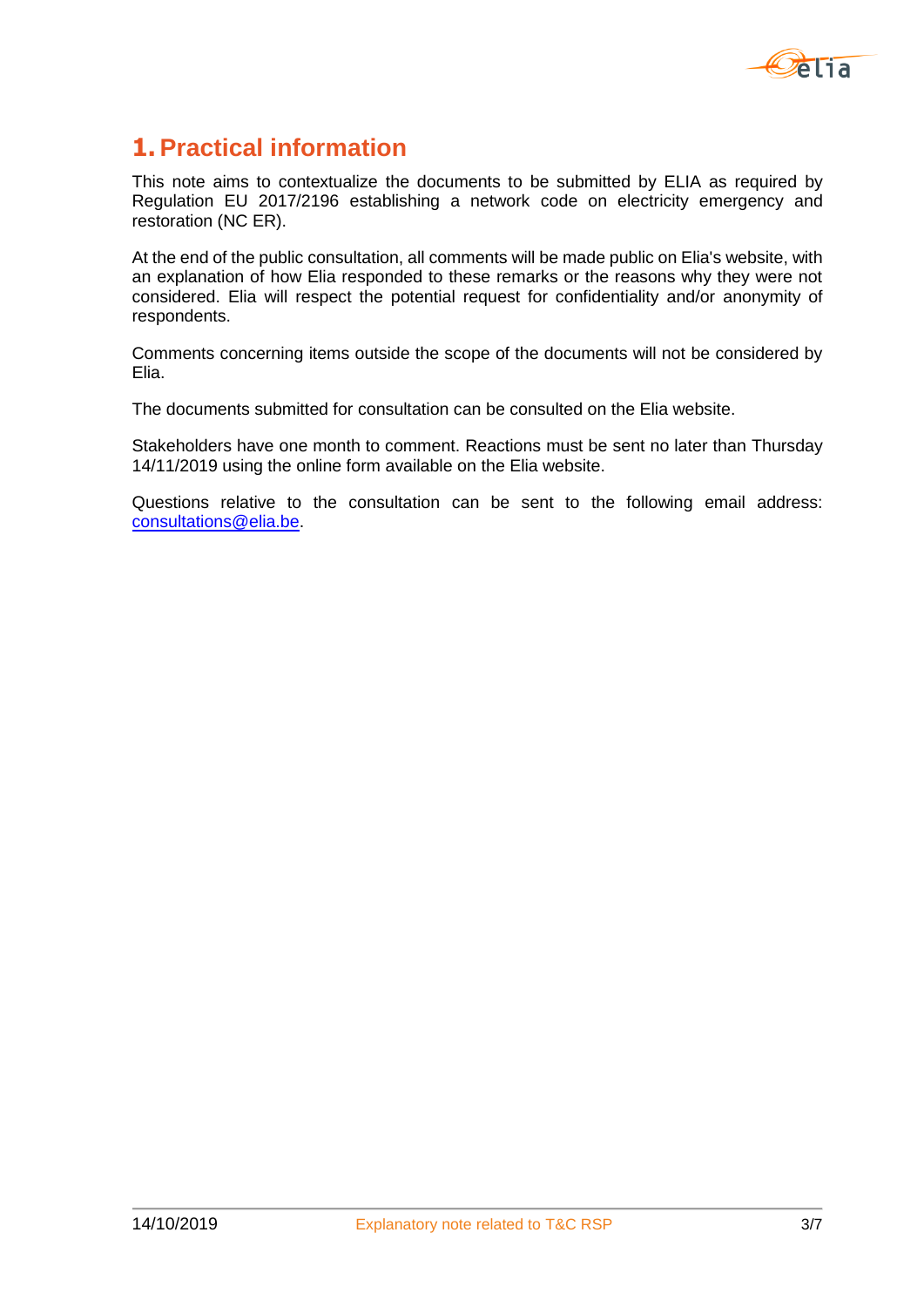# 1. Practical information

This note aims to contextualize the documents to be submitted by ELIA as required by Regulation EU 2017/2196 establishing a network code on electricity emergency and restoration (NC ER).

At the end of the public consultation, all comments will be made public on Elia's website, with an explanation of how Elia responded to these remarks or the reasons why they were not considered. Elia will respect the potential request for confidentiality and/or anonymity of respondents.

Comments concerning items outside the scope of the documents will not be considered by Elia.

The documents submitted for consultation can be consulted on the Elia website.

Stakeholders have one month to comment. Reactions must be sent no later than Thursday 14/11/2019 using the online form available on the Elia website.

Questions relative to the consultation can be sent to the following email address: consultations@elia.be.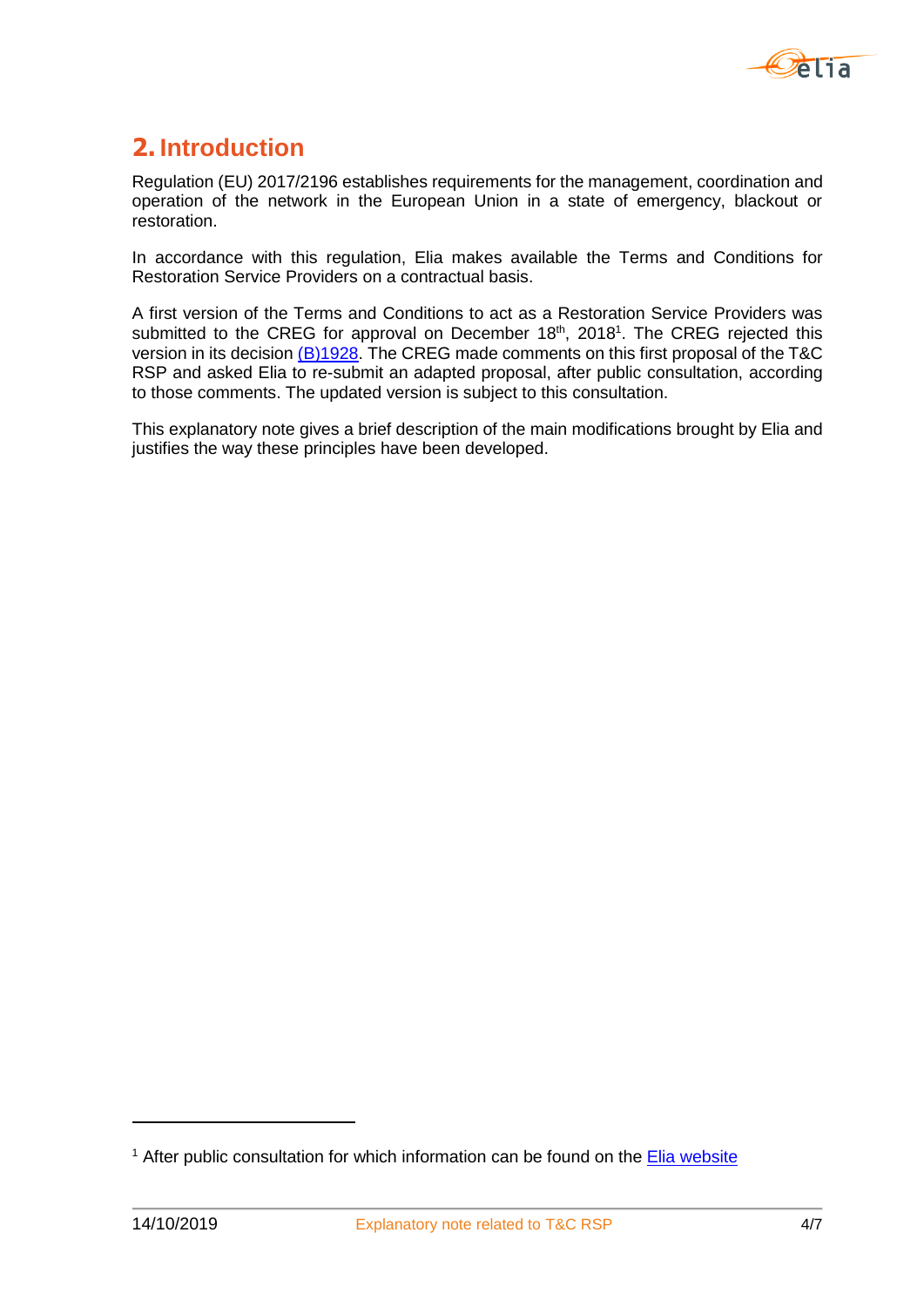# 2. Introduction

Regulation (EU) 2017/2196 establishes requirements for the management, coordination and operation of the network in the European Union in a state of emergency, blackout or restoration.

In accordance with this regulation, Elia makes available the Terms and Conditions for Restoration Service Providers on a contractual basis.

A first version of the Terms and Conditions to act as a Restoration Service Providers was submitted to the CREG for approval on December 18th, 2018[1]. The CREG rejected this version in its decision (B)1928. The CREG made comments on this first proposal of the T&C RSP and asked Elia to re-submit an adapted proposal, after public consultation, according to those comments. The updated version is subject to this consultation.

This explanatory note gives a brief description of the main modifications brought by Elia and justifies the way these principles have been developed.

---

[1] After public consultation for which information can be found on the Elia website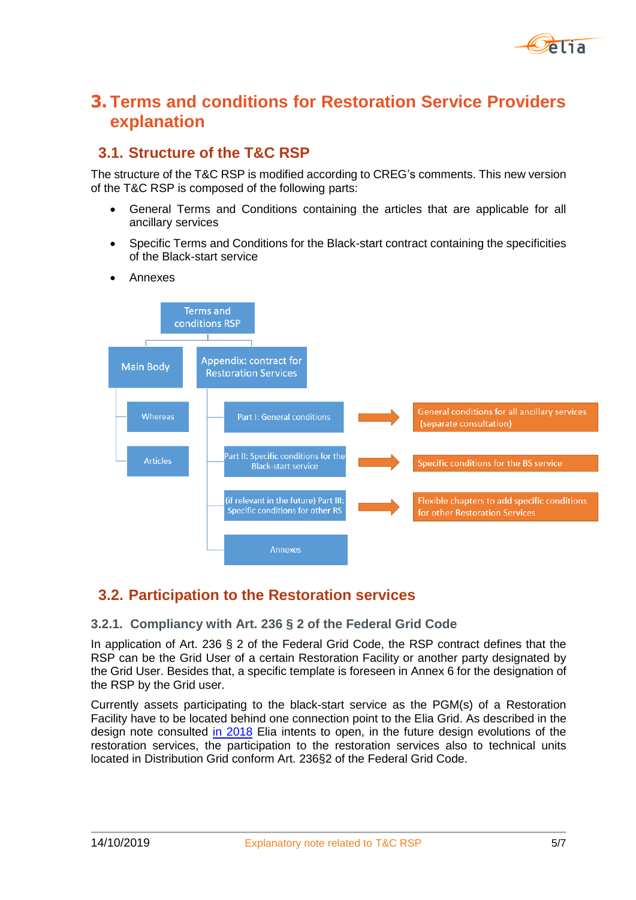# 3. Terms and conditions for Restoration Service Providers explanation

## 3.1. Structure of the T&C RSP

The structure of the T&C RSP is modified according to CREG's comments. This new version of the T&C RSP is composed of the following parts:

- General Terms and Conditions containing the articles that are applicable for all ancillary services
- Specific Terms and Conditions for the Black-start contract containing the specificities of the Black-start service
- Annexes

Terms and conditions RSP

- Main Body
  - Whereas
  - Articles
- Appendix: contract for Restoration Services
  - Part I: General conditions → General conditions for all ancillary services (separate consultation)
  - Part II: Specific conditions for the Black-start service → Specific conditions for the BS service
  - (if relevant in the future) Part III: Specific conditions for other RS → Flexible chapters to add specific conditions for other Restoration Services
  - Annexes

## 3.2. Participation to the Restoration services

### 3.2.1. Compliancy with Art. 236 § 2 of the Federal Grid Code

In application of Art. 236 § 2 of the Federal Grid Code, the RSP contract defines that the RSP can be the Grid User of a certain Restoration Facility or another party designated by the Grid User. Besides that, a specific template is foreseen in Annex 6 for the designation of the RSP by the Grid user.

Currently assets participating to the black-start service as the PGM(s) of a Restoration Facility have to be located behind one connection point to the Elia Grid. As described in the design note consulted in 2018 Elia intents to open, in the future design evolutions of the restoration services, the participation to the restoration services also to technical units located in Distribution Grid conform Art. 236§2 of the Federal Grid Code.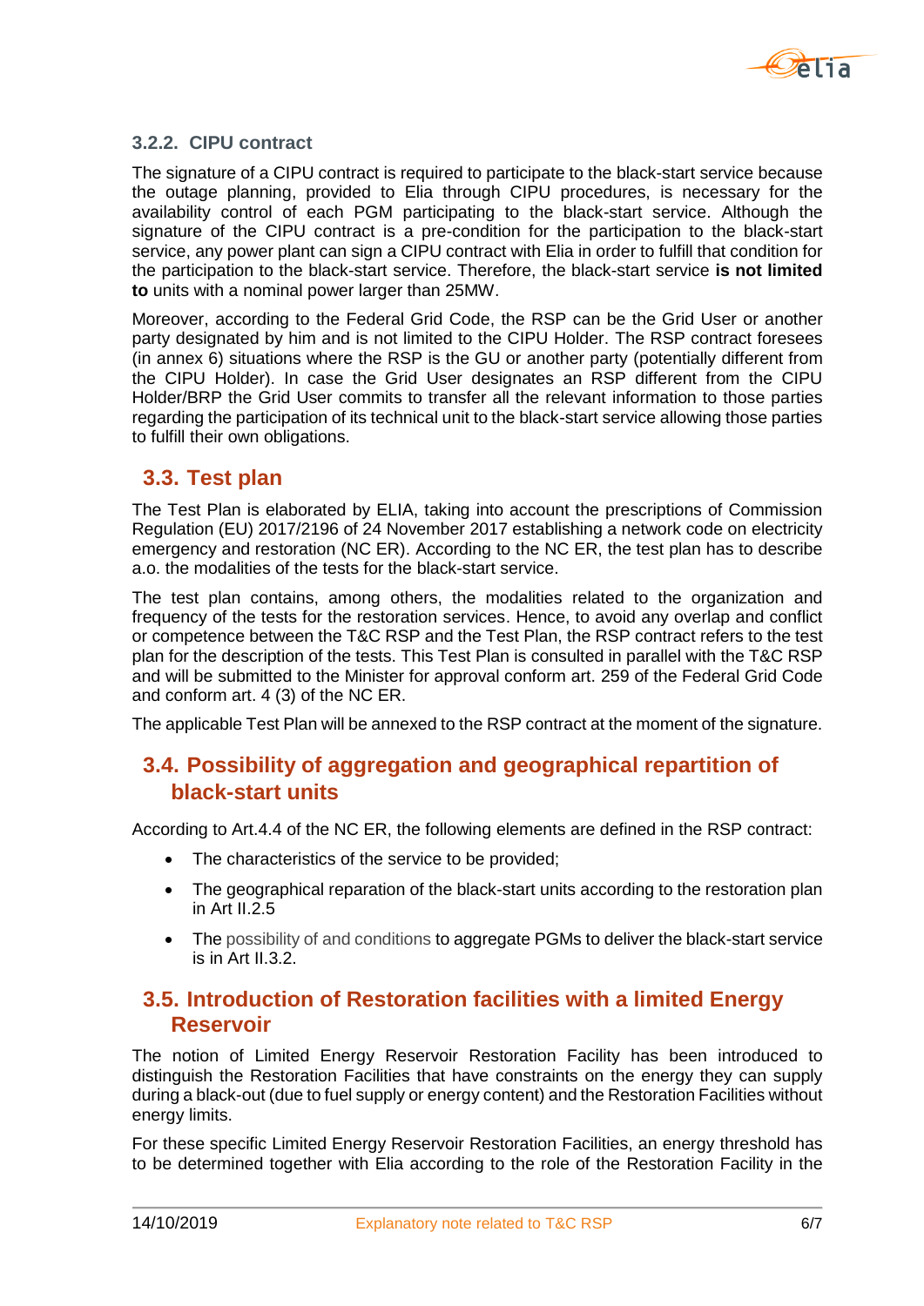### 3.2.2. CIPU contract

The signature of a CIPU contract is required to participate to the black-start service because the outage planning, provided to Elia through CIPU procedures, is necessary for the availability control of each PGM participating to the black-start service. Although the signature of the CIPU contract is a pre-condition for the participation to the black-start service, any power plant can sign a CIPU contract with Elia in order to fulfill that condition for the participation to the black-start service. Therefore, the black-start service **is not limited to** units with a nominal power larger than 25MW.

Moreover, according to the Federal Grid Code, the RSP can be the Grid User or another party designated by him and is not limited to the CIPU Holder. The RSP contract foresees (in annex 6) situations where the RSP is the GU or another party (potentially different from the CIPU Holder). In case the Grid User designates an RSP different from the CIPU Holder/BRP the Grid User commits to transfer all the relevant information to those parties regarding the participation of its technical unit to the black-start service allowing those parties to fulfill their own obligations.

## 3.3. Test plan

The Test Plan is elaborated by ELIA, taking into account the prescriptions of Commission Regulation (EU) 2017/2196 of 24 November 2017 establishing a network code on electricity emergency and restoration (NC ER). According to the NC ER, the test plan has to describe a.o. the modalities of the tests for the black-start service.

The test plan contains, among others, the modalities related to the organization and frequency of the tests for the restoration services. Hence, to avoid any overlap and conflict or competence between the T&C RSP and the Test Plan, the RSP contract refers to the test plan for the description of the tests. This Test Plan is consulted in parallel with the T&C RSP and will be submitted to the Minister for approval conform art. 259 of the Federal Grid Code and conform art. 4 (3) of the NC ER.

The applicable Test Plan will be annexed to the RSP contract at the moment of the signature.

## 3.4. Possibility of aggregation and geographical repartition of black-start units

According to Art.4.4 of the NC ER, the following elements are defined in the RSP contract:

- The characteristics of the service to be provided;
- The geographical reparation of the black-start units according to the restoration plan in Art II.2.5
- The possibility of and conditions to aggregate PGMs to deliver the black-start service is in Art II.3.2.

## 3.5. Introduction of Restoration facilities with a limited Energy Reservoir

The notion of Limited Energy Reservoir Restoration Facility has been introduced to distinguish the Restoration Facilities that have constraints on the energy they can supply during a black-out (due to fuel supply or energy content) and the Restoration Facilities without energy limits.

For these specific Limited Energy Reservoir Restoration Facilities, an energy threshold has to be determined together with Elia according to the role of the Restoration Facility in the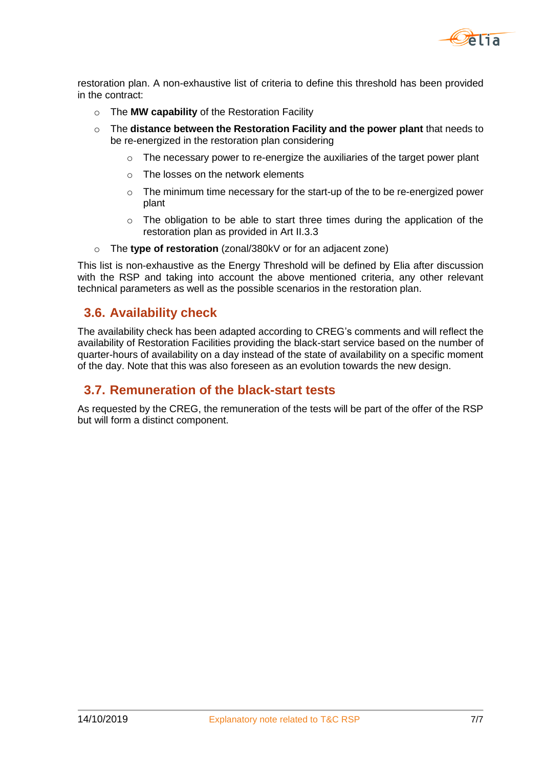restoration plan. A non-exhaustive list of criteria to define this threshold has been provided in the contract:

- The **MW capability** of the Restoration Facility
- The **distance between the Restoration Facility and the power plant** that needs to be re-energized in the restoration plan considering
  - The necessary power to re-energize the auxiliaries of the target power plant
  - The losses on the network elements
  - The minimum time necessary for the start-up of the to be re-energized power plant
  - The obligation to be able to start three times during the application of the restoration plan as provided in Art II.3.3
- The **type of restoration** (zonal/380kV or for an adjacent zone)

This list is non-exhaustive as the Energy Threshold will be defined by Elia after discussion with the RSP and taking into account the above mentioned criteria, any other relevant technical parameters as well as the possible scenarios in the restoration plan.

## 3.6. Availability check

The availability check has been adapted according to CREG's comments and will reflect the availability of Restoration Facilities providing the black-start service based on the number of quarter-hours of availability on a day instead of the state of availability on a specific moment of the day. Note that this was also foreseen as an evolution towards the new design.

## 3.7. Remuneration of the black-start tests

As requested by the CREG, the remuneration of the tests will be part of the offer of the RSP but will form a distinct component.